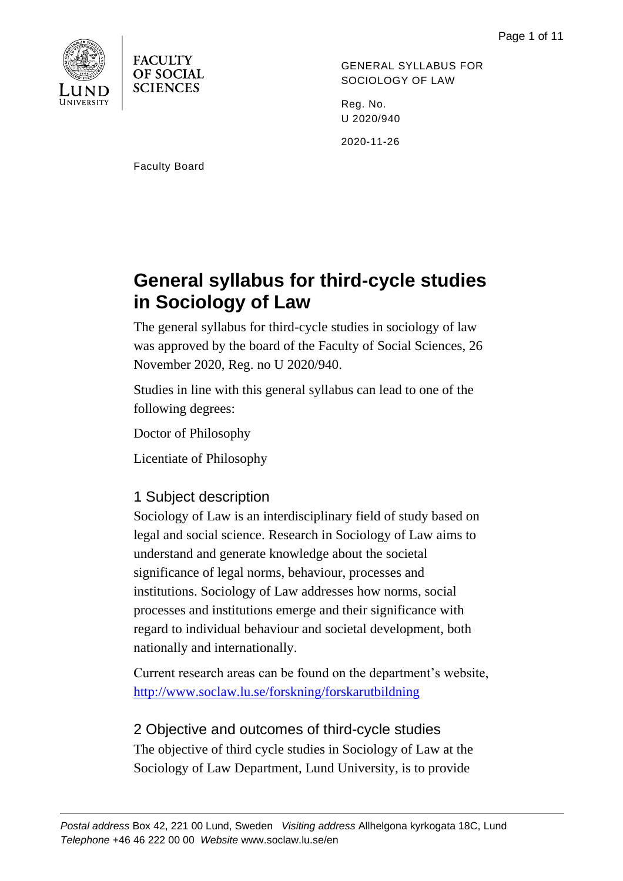FACULTY OF SOCIAL SCIENCES

Faculty Board

GENERAL SYLLABUS FOR SOCIOLOGY OF LAW

Reg. No. U 2020/940

2020-11-26

# General syllabus for third-cycle studies in Sociology of Law

The general syllabus for third-cycle studies in sociology of law was approved by the board of the Faculty of Social Sciences, 26 November 2020, Reg. no U 2020/940.

Studies in line with this general syllabus can lead to one of the following degrees:

Doctor of Philosophy

Licentiate of Philosophy

## 1 Subject description

Sociology of Law is an interdisciplinary field of study based on legal and social science. Research in Sociology of Law aims to understand and generate knowledge about the societal significance of legal norms, behaviour, processes and institutions. Sociology of Law addresses how norms, social processes and institutions emerge and their significance with regard to individual behaviour and societal development, both nationally and internationally.

Current research areas can be found on the department's website, [http://www.soclaw.lu.se/forskning/forskarutbildning](http://www.soclaw.lu.se/forskning/forskarutbildning)

## 2 Objective and outcomes of third-cycle studies

The objective of third cycle studies in Sociology of Law at the Sociology of Law Department, Lund University, is to provide

*Postal address* Box 42, 221 00 Lund, Sweden *Visiting address* Allhelgona kyrkogata 18C, Lund
*Telephone* +46 46 222 00 00 *Website* www.soclaw.lu.se/en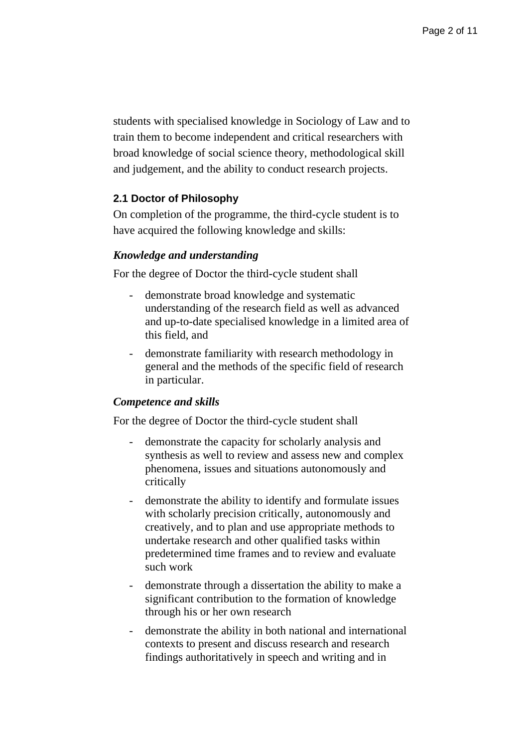students with specialised knowledge in Sociology of Law and to train them to become independent and critical researchers with broad knowledge of social science theory, methodological skill and judgement, and the ability to conduct research projects.

### 2.1 Doctor of Philosophy

On completion of the programme, the third-cycle student is to have acquired the following knowledge and skills:

***Knowledge and understanding***

For the degree of Doctor the third-cycle student shall

- demonstrate broad knowledge and systematic understanding of the research field as well as advanced and up-to-date specialised knowledge in a limited area of this field, and
- demonstrate familiarity with research methodology in general and the methods of the specific field of research in particular.

***Competence and skills***

For the degree of Doctor the third-cycle student shall

- demonstrate the capacity for scholarly analysis and synthesis as well to review and assess new and complex phenomena, issues and situations autonomously and critically
- demonstrate the ability to identify and formulate issues with scholarly precision critically, autonomously and creatively, and to plan and use appropriate methods to undertake research and other qualified tasks within predetermined time frames and to review and evaluate such work
- demonstrate through a dissertation the ability to make a significant contribution to the formation of knowledge through his or her own research
- demonstrate the ability in both national and international contexts to present and discuss research and research findings authoritatively in speech and writing and in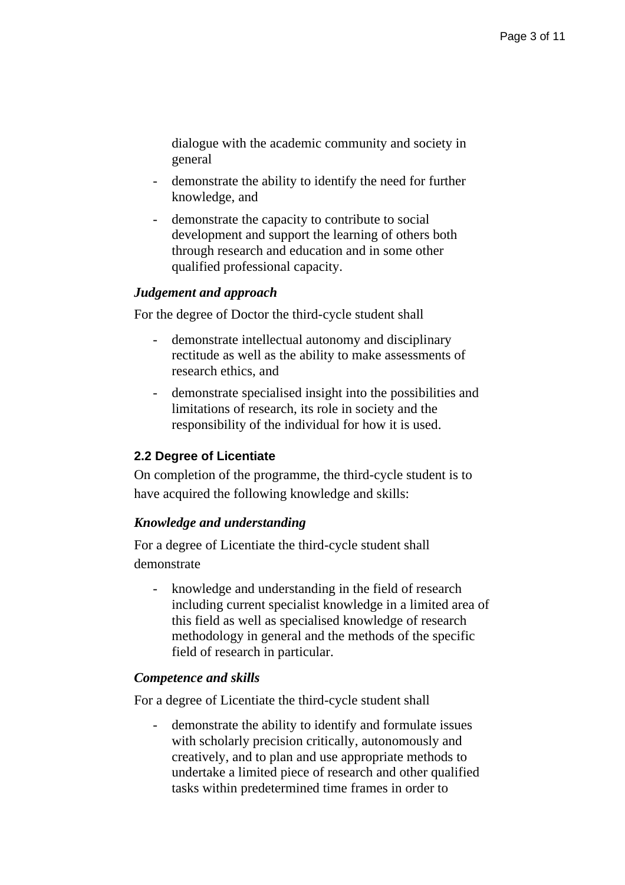dialogue with the academic community and society in general

- demonstrate the ability to identify the need for further knowledge, and
- demonstrate the capacity to contribute to social development and support the learning of others both through research and education and in some other qualified professional capacity.

***Judgement and approach***

For the degree of Doctor the third-cycle student shall

- demonstrate intellectual autonomy and disciplinary rectitude as well as the ability to make assessments of research ethics, and
- demonstrate specialised insight into the possibilities and limitations of research, its role in society and the responsibility of the individual for how it is used.

### 2.2 Degree of Licentiate

On completion of the programme, the third-cycle student is to have acquired the following knowledge and skills:

***Knowledge and understanding***

For a degree of Licentiate the third-cycle student shall demonstrate

- knowledge and understanding in the field of research including current specialist knowledge in a limited area of this field as well as specialised knowledge of research methodology in general and the methods of the specific field of research in particular.

***Competence and skills***

For a degree of Licentiate the third-cycle student shall

- demonstrate the ability to identify and formulate issues with scholarly precision critically, autonomously and creatively, and to plan and use appropriate methods to undertake a limited piece of research and other qualified tasks within predetermined time frames in order to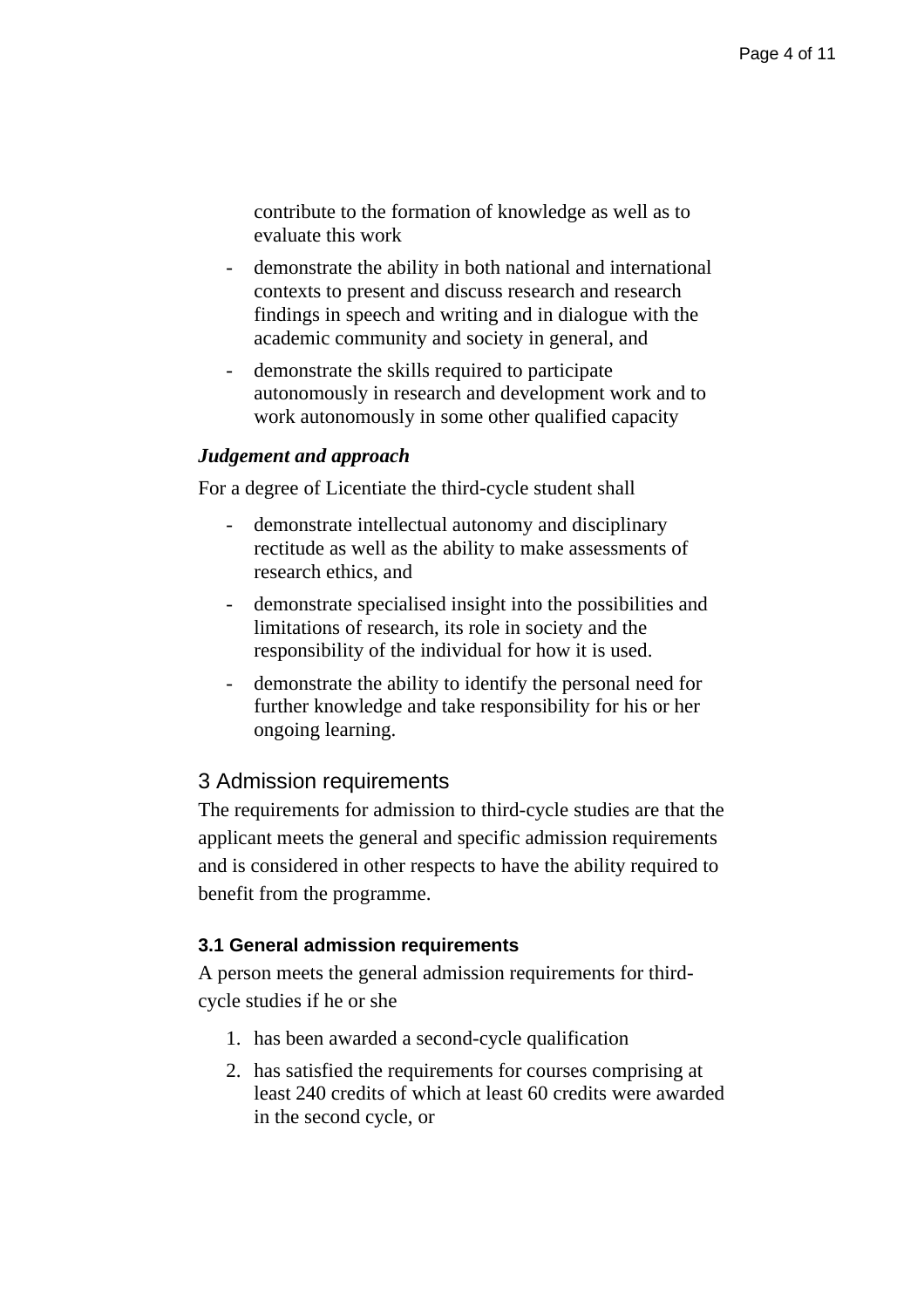contribute to the formation of knowledge as well as to evaluate this work

- demonstrate the ability in both national and international contexts to present and discuss research and research findings in speech and writing and in dialogue with the academic community and society in general, and
- demonstrate the skills required to participate autonomously in research and development work and to work autonomously in some other qualified capacity

***Judgement and approach***

For a degree of Licentiate the third-cycle student shall

- demonstrate intellectual autonomy and disciplinary rectitude as well as the ability to make assessments of research ethics, and
- demonstrate specialised insight into the possibilities and limitations of research, its role in society and the responsibility of the individual for how it is used.
- demonstrate the ability to identify the personal need for further knowledge and take responsibility for his or her ongoing learning.

## 3 Admission requirements

The requirements for admission to third-cycle studies are that the applicant meets the general and specific admission requirements and is considered in other respects to have the ability required to benefit from the programme.

### 3.1 General admission requirements

A person meets the general admission requirements for third-cycle studies if he or she

1. has been awarded a second-cycle qualification
2. has satisfied the requirements for courses comprising at least 240 credits of which at least 60 credits were awarded in the second cycle, or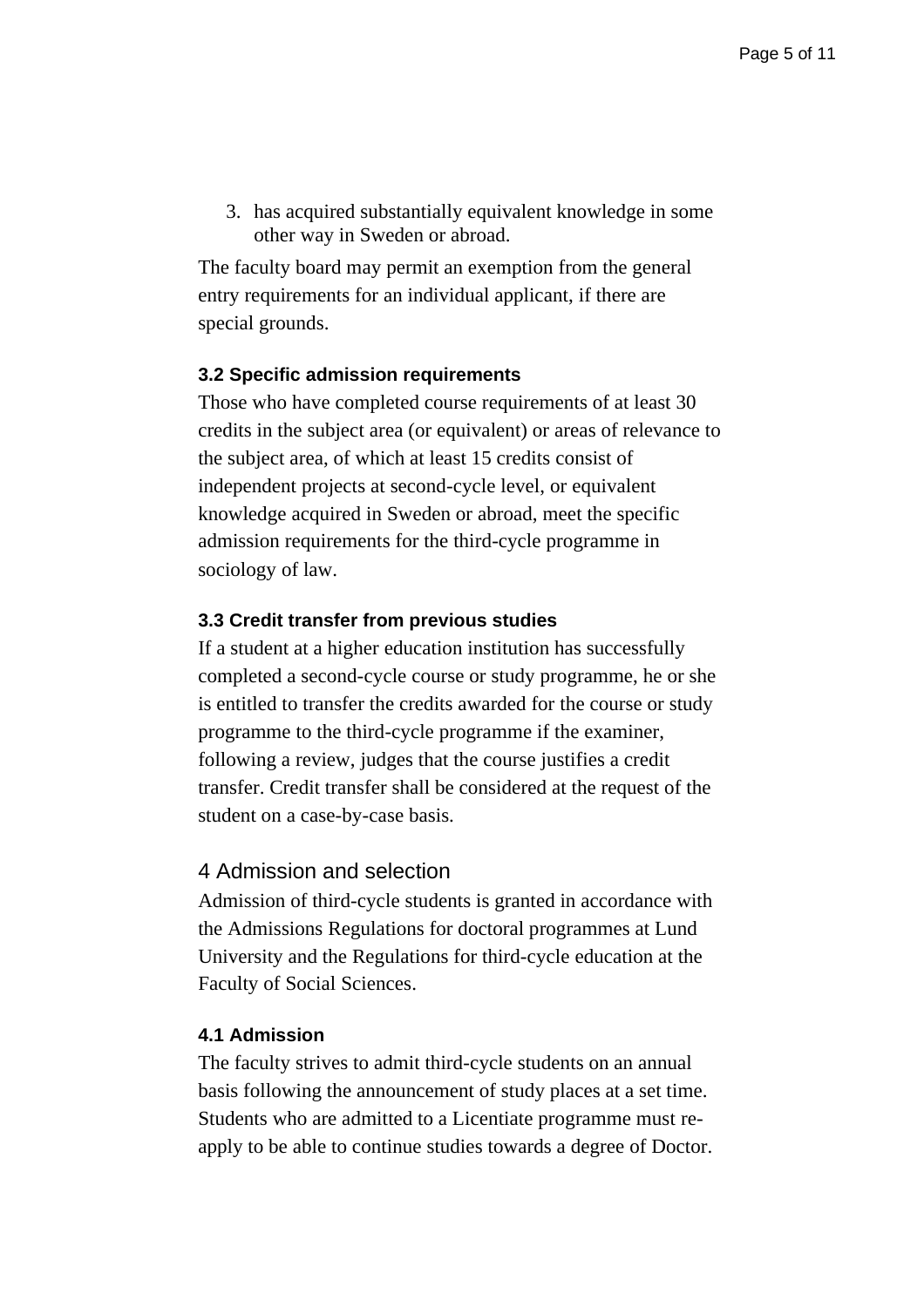3. has acquired substantially equivalent knowledge in some other way in Sweden or abroad.

The faculty board may permit an exemption from the general entry requirements for an individual applicant, if there are special grounds.

### 3.2 Specific admission requirements

Those who have completed course requirements of at least 30 credits in the subject area (or equivalent) or areas of relevance to the subject area, of which at least 15 credits consist of independent projects at second-cycle level, or equivalent knowledge acquired in Sweden or abroad, meet the specific admission requirements for the third-cycle programme in sociology of law.

### 3.3 Credit transfer from previous studies

If a student at a higher education institution has successfully completed a second-cycle course or study programme, he or she is entitled to transfer the credits awarded for the course or study programme to the third-cycle programme if the examiner, following a review, judges that the course justifies a credit transfer. Credit transfer shall be considered at the request of the student on a case-by-case basis.

## 4 Admission and selection

Admission of third-cycle students is granted in accordance with the Admissions Regulations for doctoral programmes at Lund University and the Regulations for third-cycle education at the Faculty of Social Sciences.

### 4.1 Admission

The faculty strives to admit third-cycle students on an annual basis following the announcement of study places at a set time. Students who are admitted to a Licentiate programme must re-apply to be able to continue studies towards a degree of Doctor.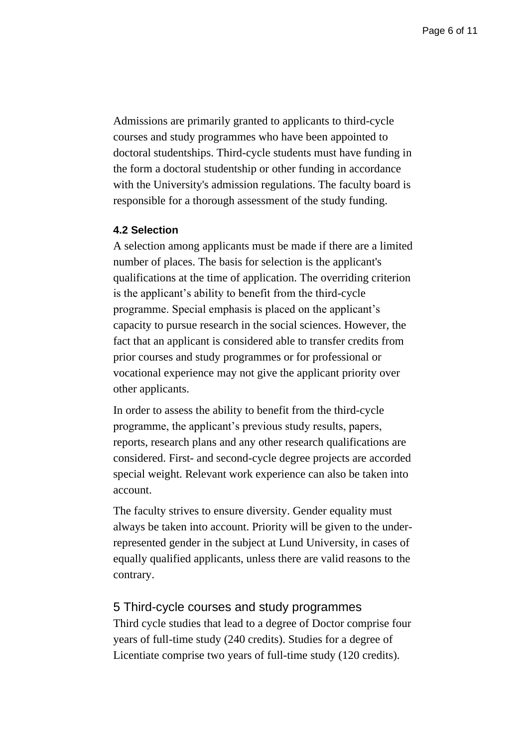Admissions are primarily granted to applicants to third-cycle courses and study programmes who have been appointed to doctoral studentships. Third-cycle students must have funding in the form a doctoral studentship or other funding in accordance with the University's admission regulations. The faculty board is responsible for a thorough assessment of the study funding.

### 4.2 Selection

A selection among applicants must be made if there are a limited number of places. The basis for selection is the applicant's qualifications at the time of application. The overriding criterion is the applicant’s ability to benefit from the third-cycle programme. Special emphasis is placed on the applicant’s capacity to pursue research in the social sciences. However, the fact that an applicant is considered able to transfer credits from prior courses and study programmes or for professional or vocational experience may not give the applicant priority over other applicants.

In order to assess the ability to benefit from the third-cycle programme, the applicant’s previous study results, papers, reports, research plans and any other research qualifications are considered. First- and second-cycle degree projects are accorded special weight. Relevant work experience can also be taken into account.

The faculty strives to ensure diversity. Gender equality must always be taken into account. Priority will be given to the under-represented gender in the subject at Lund University, in cases of equally qualified applicants, unless there are valid reasons to the contrary.

## 5 Third-cycle courses and study programmes

Third cycle studies that lead to a degree of Doctor comprise four years of full-time study (240 credits). Studies for a degree of Licentiate comprise two years of full-time study (120 credits).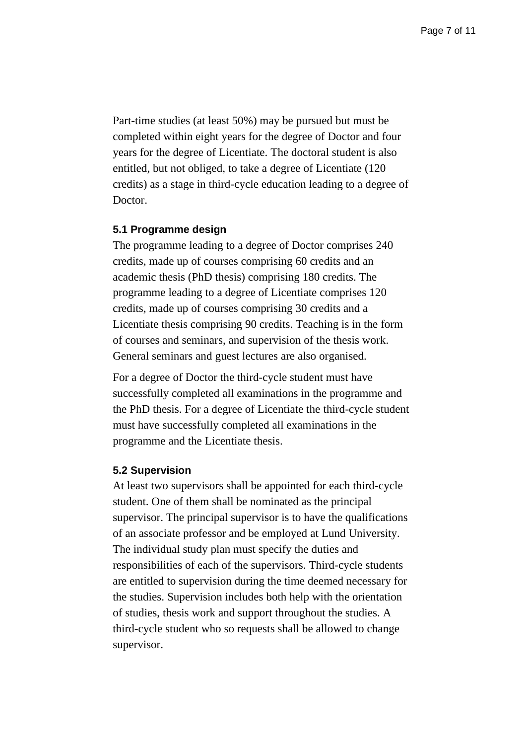Part-time studies (at least 50%) may be pursued but must be completed within eight years for the degree of Doctor and four years for the degree of Licentiate. The doctoral student is also entitled, but not obliged, to take a degree of Licentiate (120 credits) as a stage in third-cycle education leading to a degree of Doctor.

### 5.1 Programme design

The programme leading to a degree of Doctor comprises 240 credits, made up of courses comprising 60 credits and an academic thesis (PhD thesis) comprising 180 credits. The programme leading to a degree of Licentiate comprises 120 credits, made up of courses comprising 30 credits and a Licentiate thesis comprising 90 credits. Teaching is in the form of courses and seminars, and supervision of the thesis work. General seminars and guest lectures are also organised.

For a degree of Doctor the third-cycle student must have successfully completed all examinations in the programme and the PhD thesis. For a degree of Licentiate the third-cycle student must have successfully completed all examinations in the programme and the Licentiate thesis.

### 5.2 Supervision

At least two supervisors shall be appointed for each third-cycle student. One of them shall be nominated as the principal supervisor. The principal supervisor is to have the qualifications of an associate professor and be employed at Lund University. The individual study plan must specify the duties and responsibilities of each of the supervisors. Third-cycle students are entitled to supervision during the time deemed necessary for the studies. Supervision includes both help with the orientation of studies, thesis work and support throughout the studies. A third-cycle student who so requests shall be allowed to change supervisor.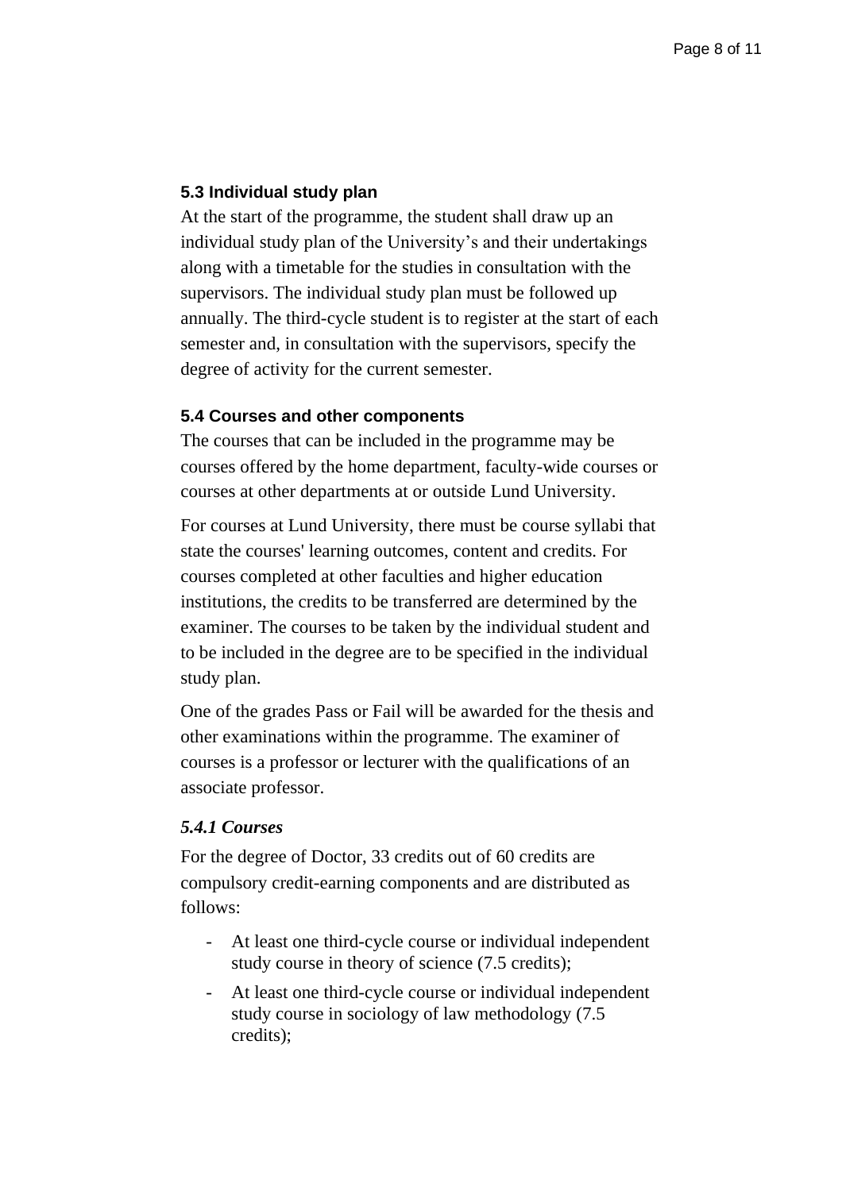### 5.3 Individual study plan

At the start of the programme, the student shall draw up an individual study plan of the University's and their undertakings along with a timetable for the studies in consultation with the supervisors. The individual study plan must be followed up annually. The third-cycle student is to register at the start of each semester and, in consultation with the supervisors, specify the degree of activity for the current semester.

### 5.4 Courses and other components

The courses that can be included in the programme may be courses offered by the home department, faculty-wide courses or courses at other departments at or outside Lund University.

For courses at Lund University, there must be course syllabi that state the courses' learning outcomes, content and credits. For courses completed at other faculties and higher education institutions, the credits to be transferred are determined by the examiner. The courses to be taken by the individual student and to be included in the degree are to be specified in the individual study plan.

One of the grades Pass or Fail will be awarded for the thesis and other examinations within the programme. The examiner of courses is a professor or lecturer with the qualifications of an associate professor.

#### *5.4.1 Courses*

For the degree of Doctor, 33 credits out of 60 credits are compulsory credit-earning components and are distributed as follows:

- At least one third-cycle course or individual independent study course in theory of science (7.5 credits);
- At least one third-cycle course or individual independent study course in sociology of law methodology (7.5 credits);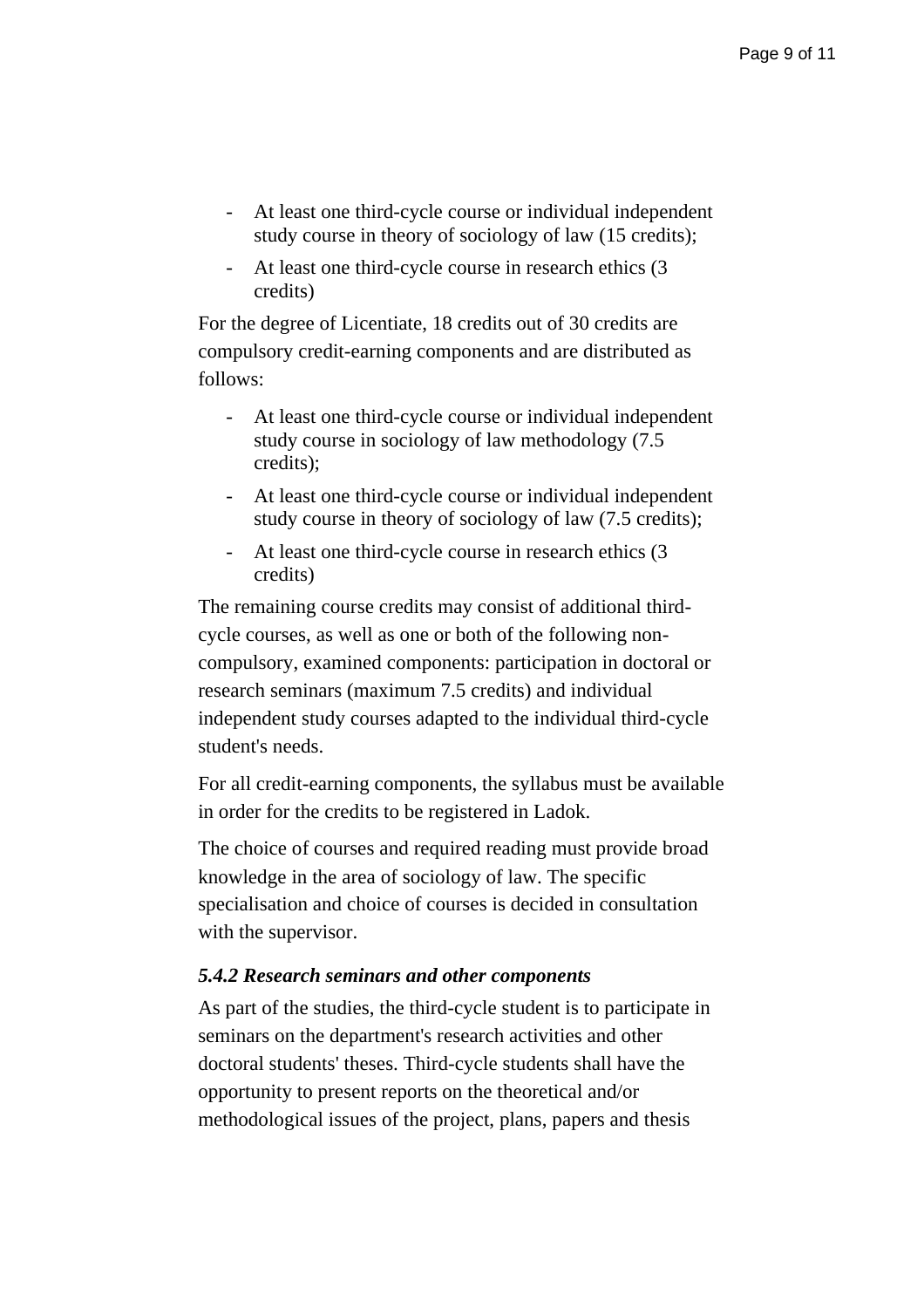- At least one third-cycle course or individual independent study course in theory of sociology of law (15 credits);
- At least one third-cycle course in research ethics (3 credits)

For the degree of Licentiate, 18 credits out of 30 credits are compulsory credit-earning components and are distributed as follows:

- At least one third-cycle course or individual independent study course in sociology of law methodology (7.5 credits);
- At least one third-cycle course or individual independent study course in theory of sociology of law (7.5 credits);
- At least one third-cycle course in research ethics (3 credits)

The remaining course credits may consist of additional third-cycle courses, as well as one or both of the following non-compulsory, examined components: participation in doctoral or research seminars (maximum 7.5 credits) and individual independent study courses adapted to the individual third-cycle student's needs.

For all credit-earning components, the syllabus must be available in order for the credits to be registered in Ladok.

The choice of courses and required reading must provide broad knowledge in the area of sociology of law. The specific specialisation and choice of courses is decided in consultation with the supervisor.

#### *5.4.2 Research seminars and other components*

As part of the studies, the third-cycle student is to participate in seminars on the department's research activities and other doctoral students' theses. Third-cycle students shall have the opportunity to present reports on the theoretical and/or methodological issues of the project, plans, papers and thesis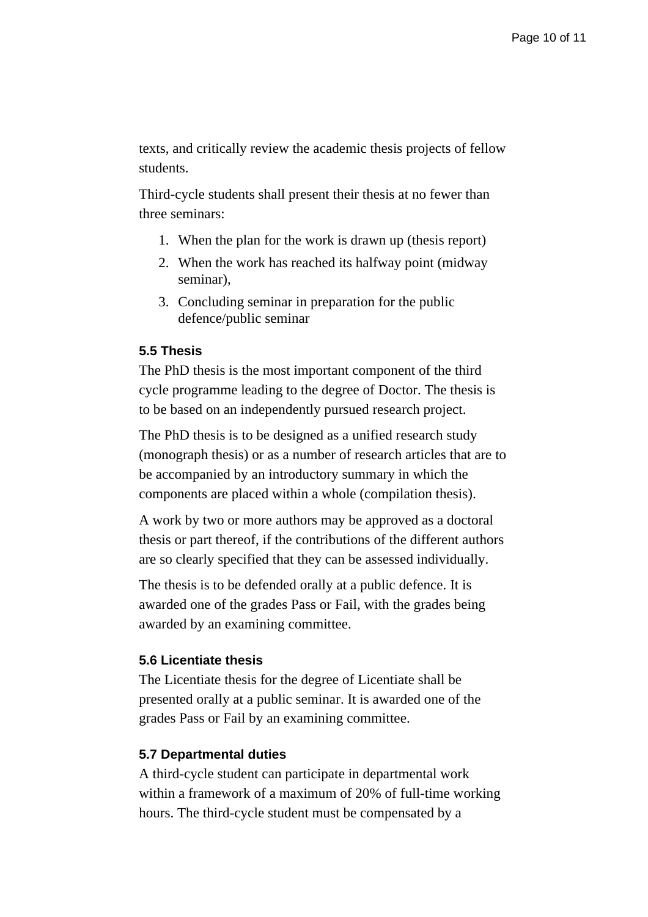texts, and critically review the academic thesis projects of fellow students.

Third-cycle students shall present their thesis at no fewer than three seminars:

1. When the plan for the work is drawn up (thesis report)
2. When the work has reached its halfway point (midway seminar),
3. Concluding seminar in preparation for the public defence/public seminar

### 5.5 Thesis

The PhD thesis is the most important component of the third cycle programme leading to the degree of Doctor. The thesis is to be based on an independently pursued research project.

The PhD thesis is to be designed as a unified research study (monograph thesis) or as a number of research articles that are to be accompanied by an introductory summary in which the components are placed within a whole (compilation thesis).

A work by two or more authors may be approved as a doctoral thesis or part thereof, if the contributions of the different authors are so clearly specified that they can be assessed individually.

The thesis is to be defended orally at a public defence. It is awarded one of the grades Pass or Fail, with the grades being awarded by an examining committee.

### 5.6 Licentiate thesis

The Licentiate thesis for the degree of Licentiate shall be presented orally at a public seminar. It is awarded one of the grades Pass or Fail by an examining committee.

### 5.7 Departmental duties

A third-cycle student can participate in departmental work within a framework of a maximum of 20% of full-time working hours. The third-cycle student must be compensated by a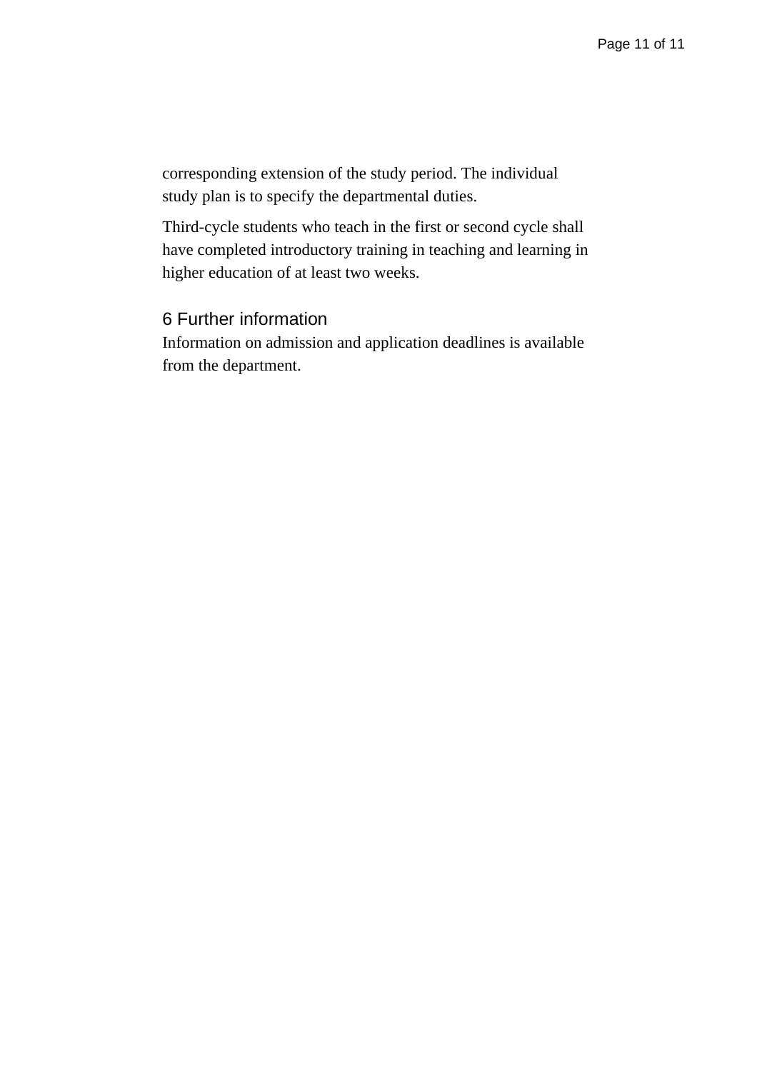corresponding extension of the study period. The individual study plan is to specify the departmental duties.

Third-cycle students who teach in the first or second cycle shall have completed introductory training in teaching and learning in higher education of at least two weeks.

## 6 Further information

Information on admission and application deadlines is available from the department.